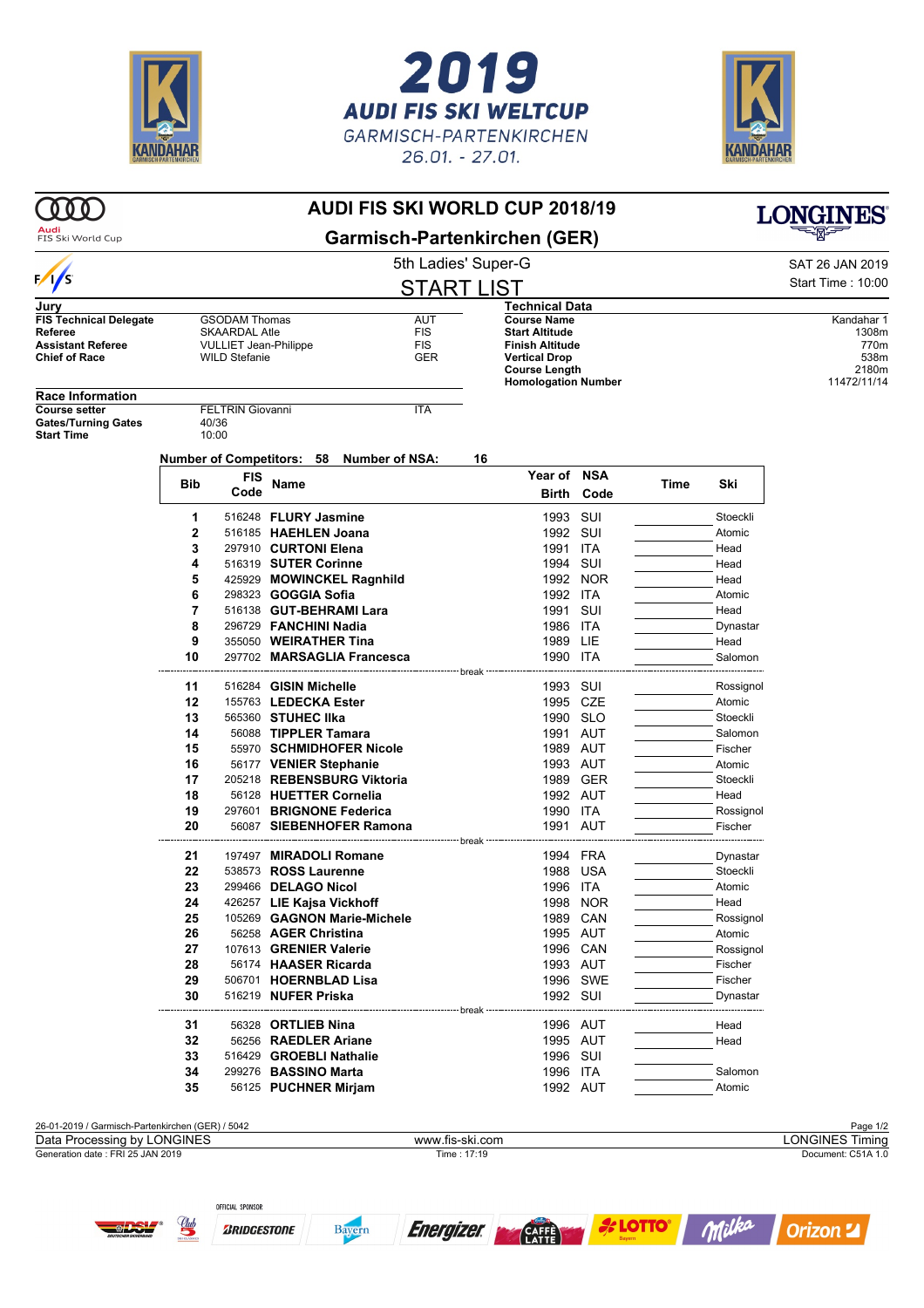# 2019 AUDI FIS SKI WELTCUP

GARMISCH-PARTENKIRCHEN

26.01. - 27.01.

## AUDI FIS SKI WORLD CUP 2018/19

## Garmisch-Partenkirchen (GER)

5th Ladies' Super-G

SAT 26 JAN 2019

Start Time : 10:00

## START LIST

**Jury**

| | | |
|---|---|---|
| **FIS Technical Delegate** | GSODAM Thomas | AUT |
| **Referee** | SKAARDAL Atle | FIS |
| **Assistant Referee** | VULLIET Jean-Philippe | FIS |
| **Chief of Race** | WILD Stefanie | GER |

**Technical Data**

| | |
|---|---|
| **Course Name** | Kandahar 1 |
| **Start Altitude** | 1308m |
| **Finish Altitude** | 770m |
| **Vertical Drop** | 538m |
| **Course Length** | 2180m |
| **Homologation Number** | 11472/11/14 |

**Race Information**

| | | |
|---|---|---|
| **Course setter** | FELTRIN Giovanni | ITA |
| **Gates/Turning Gates** | 40/36 | |
| **Start Time** | 10:00 | |

**Number of Competitors: 58 Number of NSA: 16**

| Bib | FIS Code | Name | Year of Birth | NSA Code | Time | Ski |
|---|---|---|---|---|---|---|
| 1 | 516248 | **FLURY Jasmine** | 1993 | SUI | | Stoeckli |
| 2 | 516185 | **HAEHLEN Joana** | 1992 | SUI | | Atomic |
| 3 | 297910 | **CURTONI Elena** | 1991 | ITA | | Head |
| 4 | 516319 | **SUTER Corinne** | 1994 | SUI | | Head |
| 5 | 425929 | **MOWINCKEL Ragnhild** | 1992 | NOR | | Head |
| 6 | 298323 | **GOGGIA Sofia** | 1992 | ITA | | Atomic |
| 7 | 516138 | **GUT-BEHRAMI Lara** | 1991 | SUI | | Head |
| 8 | 296729 | **FANCHINI Nadia** | 1986 | ITA | | Dynastar |
| 9 | 355050 | **WEIRATHER Tina** | 1989 | LIE | | Head |
| 10 | 297702 | **MARSAGLIA Francesca** | 1990 | ITA | | Salomon |
| | | break | | | | |
| 11 | 516284 | **GISIN Michelle** | 1993 | SUI | | Rossignol |
| 12 | 155763 | **LEDECKA Ester** | 1995 | CZE | | Atomic |
| 13 | 565360 | **STUHEC Ilka** | 1990 | SLO | | Stoeckli |
| 14 | 56088 | **TIPPLER Tamara** | 1991 | AUT | | Salomon |
| 15 | 55970 | **SCHMIDHOFER Nicole** | 1989 | AUT | | Fischer |
| 16 | 56177 | **VENIER Stephanie** | 1993 | AUT | | Atomic |
| 17 | 205218 | **REBENSBURG Viktoria** | 1989 | GER | | Stoeckli |
| 18 | 56128 | **HUETTER Cornelia** | 1992 | AUT | | Head |
| 19 | 297601 | **BRIGNONE Federica** | 1990 | ITA | | Rossignol |
| 20 | 56087 | **SIEBENHOFER Ramona** | 1991 | AUT | | Fischer |
| | | break | | | | |
| 21 | 197497 | **MIRADOLI Romane** | 1994 | FRA | | Dynastar |
| 22 | 538573 | **ROSS Laurenne** | 1988 | USA | | Stoeckli |
| 23 | 299466 | **DELAGO Nicol** | 1996 | ITA | | Atomic |
| 24 | 426257 | **LIE Kajsa Vickhoff** | 1998 | NOR | | Head |
| 25 | 105269 | **GAGNON Marie-Michele** | 1989 | CAN | | Rossignol |
| 26 | 56258 | **AGER Christina** | 1995 | AUT | | Atomic |
| 27 | 107613 | **GRENIER Valerie** | 1996 | CAN | | Rossignol |
| 28 | 56174 | **HAASER Ricarda** | 1993 | AUT | | Fischer |
| 29 | 506701 | **HOERNBLAD Lisa** | 1996 | SWE | | Fischer |
| 30 | 516219 | **NUFER Priska** | 1992 | SUI | | Dynastar |
| | | break | | | | |
| 31 | 56328 | **ORTLIEB Nina** | 1996 | AUT | | Head |
| 32 | 56256 | **RAEDLER Ariane** | 1995 | AUT | | Head |
| 33 | 516429 | **GROEBLI Nathalie** | 1996 | SUI | | |
| 34 | 299276 | **BASSINO Marta** | 1996 | ITA | | Salomon |
| 35 | 56125 | **PUCHNER Mirjam** | 1992 | AUT | | Atomic |

26-01-2019 / Garmisch-Partenkirchen (GER) / 5042

Data Processing by LONGINES — www.fis-ski.com — LONGINES Timing

Generation date : FRI 25 JAN 2019 — Time : 17:19 — Document: C51A 1.0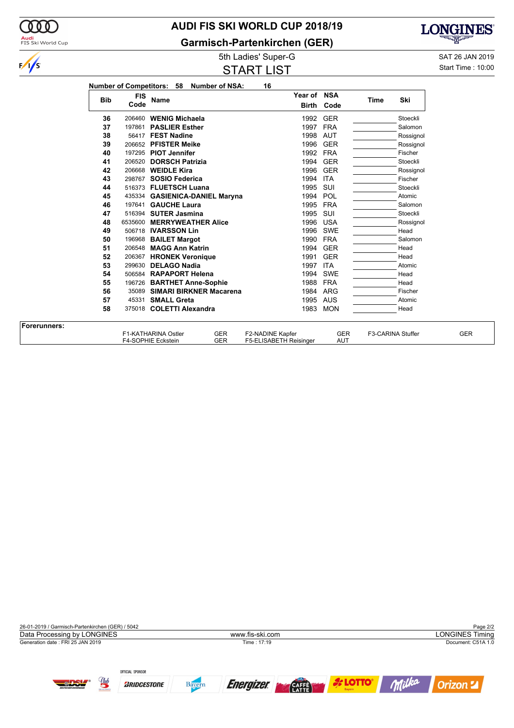# AUDI FIS SKI WORLD CUP 2018/19

## Garmisch-Partenkirchen (GER)

5th Ladies' Super-G

SAT 26 JAN 2019

## START LIST

Start Time : 10:00

**Number of Competitors: 58 Number of NSA: 16**

| Bib | FIS Code | Name | Year of Birth | NSA Code | Time | Ski |
|---|---|---|---|---|---|---|
| 36 | 206460 | **WENIG Michaela** | 1992 | GER | | Stoeckli |
| 37 | 197861 | **PASLIER Esther** | 1997 | FRA | | Salomon |
| 38 | 56417 | **FEST Nadine** | 1998 | AUT | | Rossignol |
| 39 | 206652 | **PFISTER Meike** | 1996 | GER | | Rossignol |
| 40 | 197295 | **PIOT Jennifer** | 1992 | FRA | | Fischer |
| 41 | 206520 | **DORSCH Patrizia** | 1994 | GER | | Stoeckli |
| 42 | 206668 | **WEIDLE Kira** | 1996 | GER | | Rossignol |
| 43 | 298767 | **SOSIO Federica** | 1994 | ITA | | Fischer |
| 44 | 516373 | **FLUETSCH Luana** | 1995 | SUI | | Stoeckli |
| 45 | 435334 | **GASIENICA-DANIEL Maryna** | 1994 | POL | | Atomic |
| 46 | 197641 | **GAUCHE Laura** | 1995 | FRA | | Salomon |
| 47 | 516394 | **SUTER Jasmina** | 1995 | SUI | | Stoeckli |
| 48 | 6535600 | **MERRYWEATHER Alice** | 1996 | USA | | Rossignol |
| 49 | 506718 | **IVARSSON Lin** | 1996 | SWE | | Head |
| 50 | 196968 | **BAILET Margot** | 1990 | FRA | | Salomon |
| 51 | 206548 | **MAGG Ann Katrin** | 1994 | GER | | Head |
| 52 | 206367 | **HRONEK Veronique** | 1991 | GER | | Head |
| 53 | 299630 | **DELAGO Nadia** | 1997 | ITA | | Atomic |
| 54 | 506584 | **RAPAPORT Helena** | 1994 | SWE | | Head |
| 55 | 196726 | **BARTHET Anne-Sophie** | 1988 | FRA | | Head |
| 56 | 35089 | **SIMARI BIRKNER Macarena** | 1984 | ARG | | Fischer |
| 57 | 45331 | **SMALL Greta** | 1995 | AUS | | Atomic |
| 58 | 375018 | **COLETTI Alexandra** | 1983 | MON | | Head |

**Forerunners:**

| | | | | | |
|---|---|---|---|---|---|
| F1-KATHARINA Ostler | GER | F2-NADINE Kapfer | GER | F3-CARINA Stuffer | GER |
| F4-SOPHIE Eckstein | GER | F5-ELISABETH Reisinger | AUT | | |

26-01-2019 / Garmisch-Partenkirchen (GER) / 5042

Data Processing by LONGINES — www.fis-ski.com — LONGINES Timing

Generation date : FRI 25 JAN 2019 — Time : 17:19 — Document: C51A 1.0

OFFICIAL SPONSOR